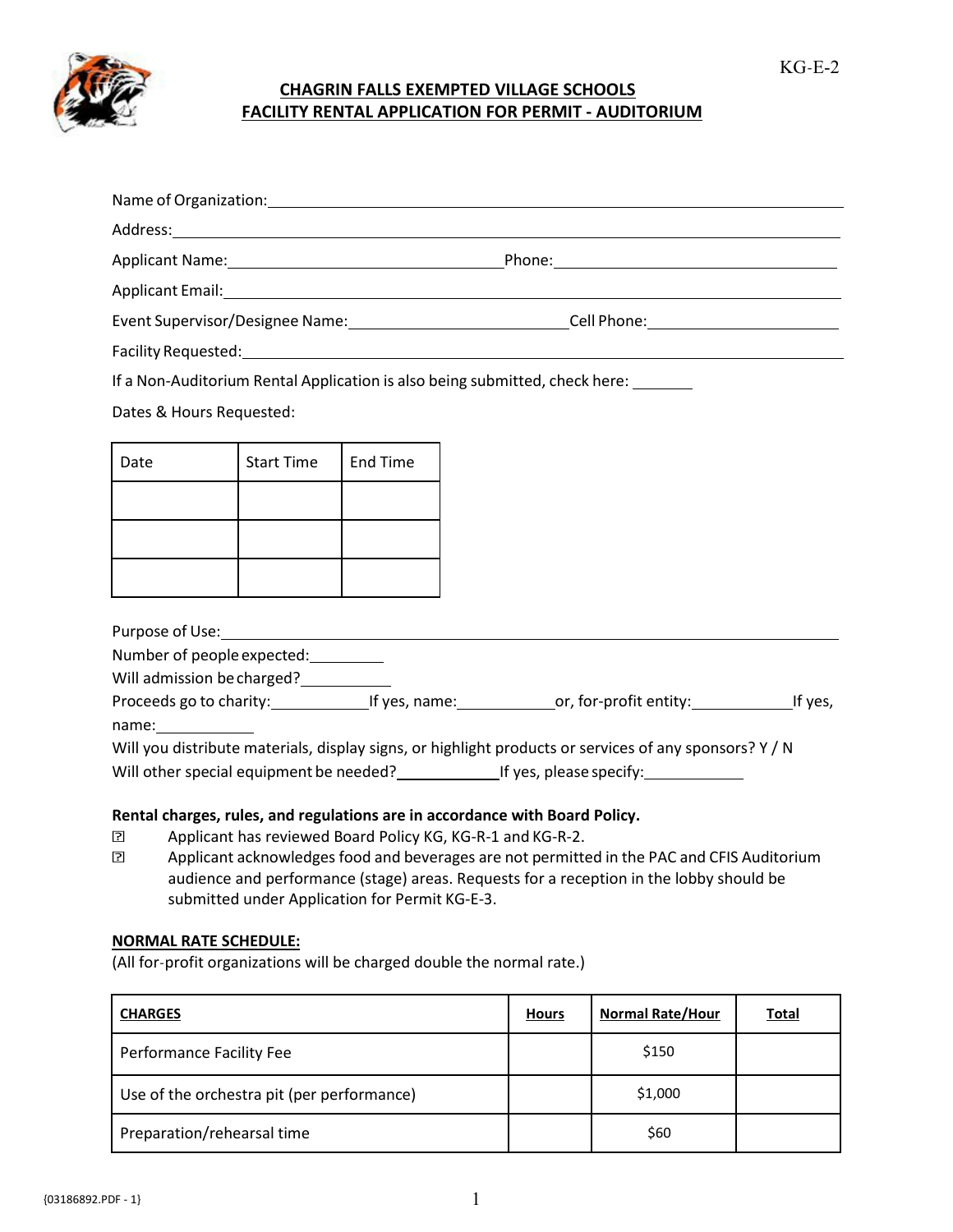KG-E-2

# CHAGRIN FALLS EXEMPTED VILLAGE SCHOOLS
# FACILITY RENTAL APPLICATION FOR PERMIT - AUDITORIUM

Name of Organization: ______________________________

Address: ______________________________

Applicant Name: ______________________________ Phone: ______________________________

Applicant Email: ______________________________

Event Supervisor/Designee Name: ______________________________ Cell Phone: ______________________________

Facility Requested: ______________________________

If a Non-Auditorium Rental Application is also being submitted, check here: _______

Dates & Hours Requested:

| Date | Start Time | End Time |
|---|---|---|
| | | |
| | | |
| | | |

Purpose of Use: ______________________________

Number of people expected: _________

Will admission be charged? __________

Proceeds go to charity: __________ If yes, name: __________ or, for-profit entity: __________ If yes, name: __________

Will you distribute materials, display signs, or highlight products or services of any sponsors? Y / N

Will other special equipment be needed? __________ If yes, please specify: __________

**Rental charges, rules, and regulations are in accordance with Board Policy.**

- ☐ Applicant has reviewed Board Policy KG, KG-R-1 and KG-R-2.
- ☐ Applicant acknowledges food and beverages are not permitted in the PAC and CFIS Auditorium audience and performance (stage) areas. Requests for a reception in the lobby should be submitted under Application for Permit KG-E-3.

**NORMAL RATE SCHEDULE:**

(All for-profit organizations will be charged double the normal rate.)

| CHARGES | Hours | Normal Rate/Hour | Total |
|---|---|---|---|
| Performance Facility Fee | | $150 | |
| Use of the orchestra pit (per performance) | | $1,000 | |
| Preparation/rehearsal time | | $60 | |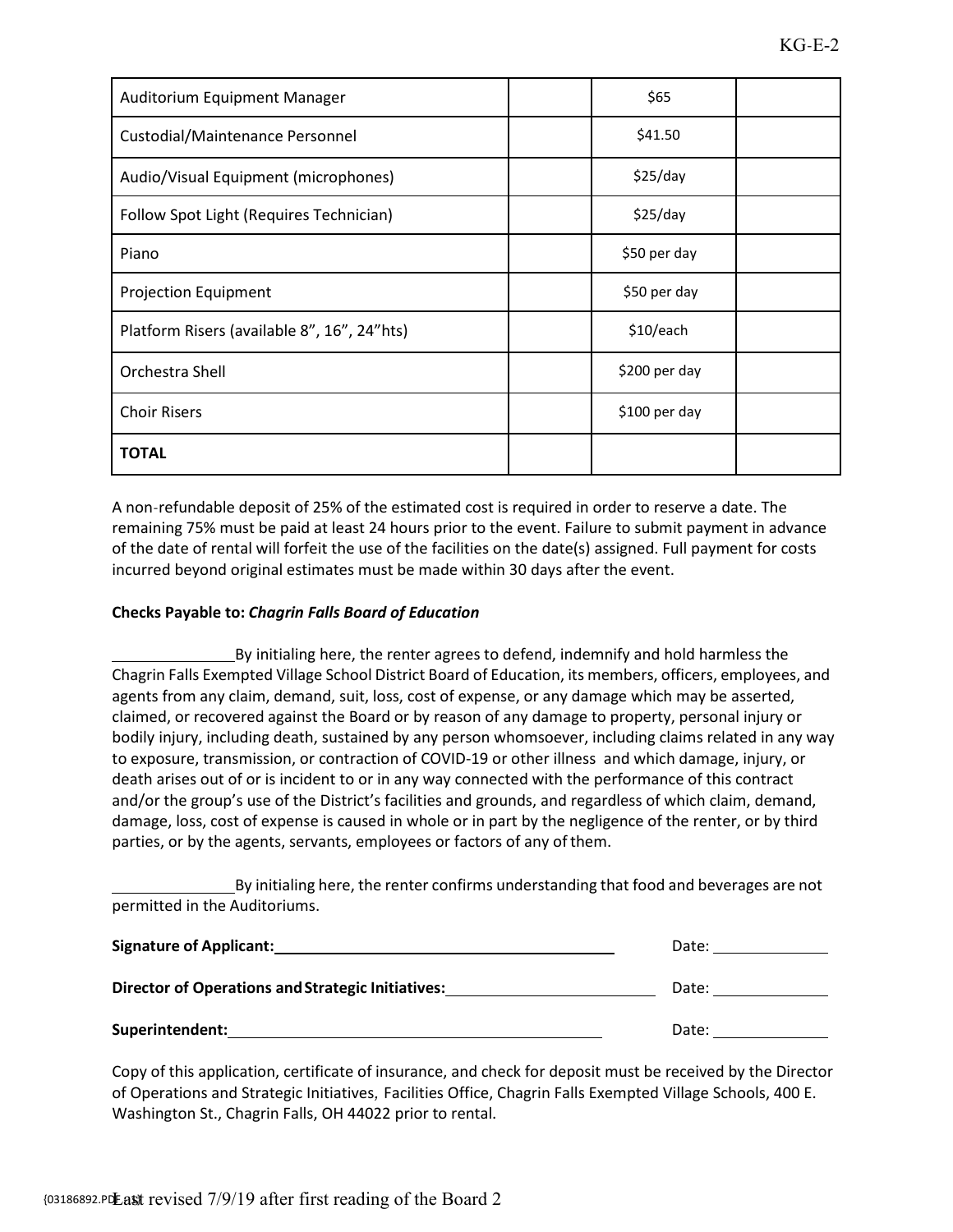| Auditorium Equipment Manager | | $65 | |
| --- | --- | --- | --- |
| Custodial/Maintenance Personnel | | $41.50 | |
| Audio/Visual Equipment (microphones) | | $25/day | |
| Follow Spot Light (Requires Technician) | | $25/day | |
| Piano | | $50 per day | |
| Projection Equipment | | $50 per day | |
| Platform Risers (available 8”, 16”, 24”hts) | | $10/each | |
| Orchestra Shell | | $200 per day | |
| Choir Risers | | $100 per day | |
| **TOTAL** | | | |

A non-refundable deposit of 25% of the estimated cost is required in order to reserve a date. The remaining 75% must be paid at least 24 hours prior to the event. Failure to submit payment in advance of the date of rental will forfeit the use of the facilities on the date(s) assigned. Full payment for costs incurred beyond original estimates must be made within 30 days after the event.

**Checks Payable to: *Chagrin Falls Board of Education***

______________By initialing here, the renter agrees to defend, indemnify and hold harmless the Chagrin Falls Exempted Village School District Board of Education, its members, officers, employees, and agents from any claim, demand, suit, loss, cost of expense, or any damage which may be asserted, claimed, or recovered against the Board or by reason of any damage to property, personal injury or bodily injury, including death, sustained by any person whomsoever, including claims related in any way to exposure, transmission, or contraction of COVID-19 or other illness and which damage, injury, or death arises out of or is incident to or in any way connected with the performance of this contract and/or the group’s use of the District’s facilities and grounds, and regardless of which claim, demand, damage, loss, cost of expense is caused in whole or in part by the negligence of the renter, or by third parties, or by the agents, servants, employees or factors of any of them.

______________By initialing here, the renter confirms understanding that food and beverages are not permitted in the Auditoriums.

**Signature of Applicant:**________________________________________ Date: ______________

**Director of Operations and Strategic Initiatives:**________________________ Date: ______________

**Superintendent:**______________________________________________ Date: ______________

Copy of this application, certificate of insurance, and check for deposit must be received by the Director of Operations and Strategic Initiatives, Facilities Office, Chagrin Falls Exempted Village Schools, 400 E. Washington St., Chagrin Falls, OH 44022 prior to rental.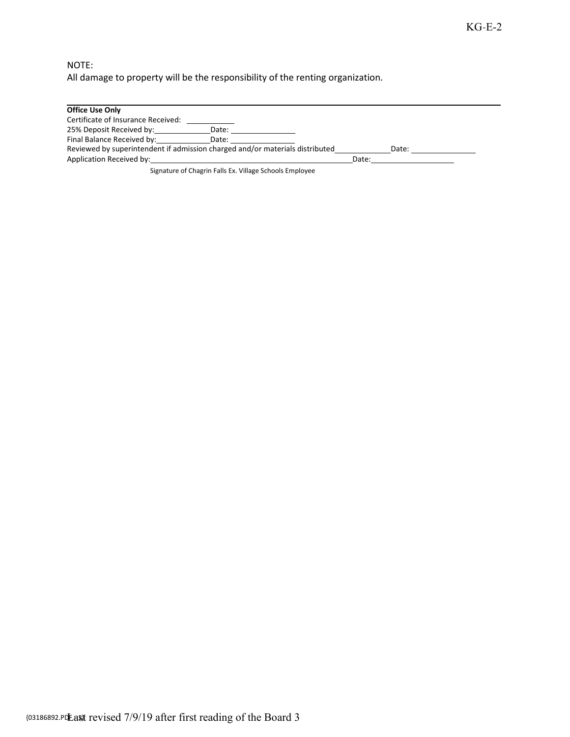NOTE:
All damage to property will be the responsibility of the renting organization.

---

**Office Use Only**

Certificate of Insurance Received: ___________

25% Deposit Received by:_____________Date: _______________

Final Balance Received by:_____________Date: _______________

Reviewed by superintendent if admission charged and/or materials distributed_____________Date: _______________

Application Received by:_______________________________________________Date:___________________

Signature of Chagrin Falls Ex. Village Schools Employee

{03186892.PDF;1} Last revised 7/9/19 after first reading of the Board